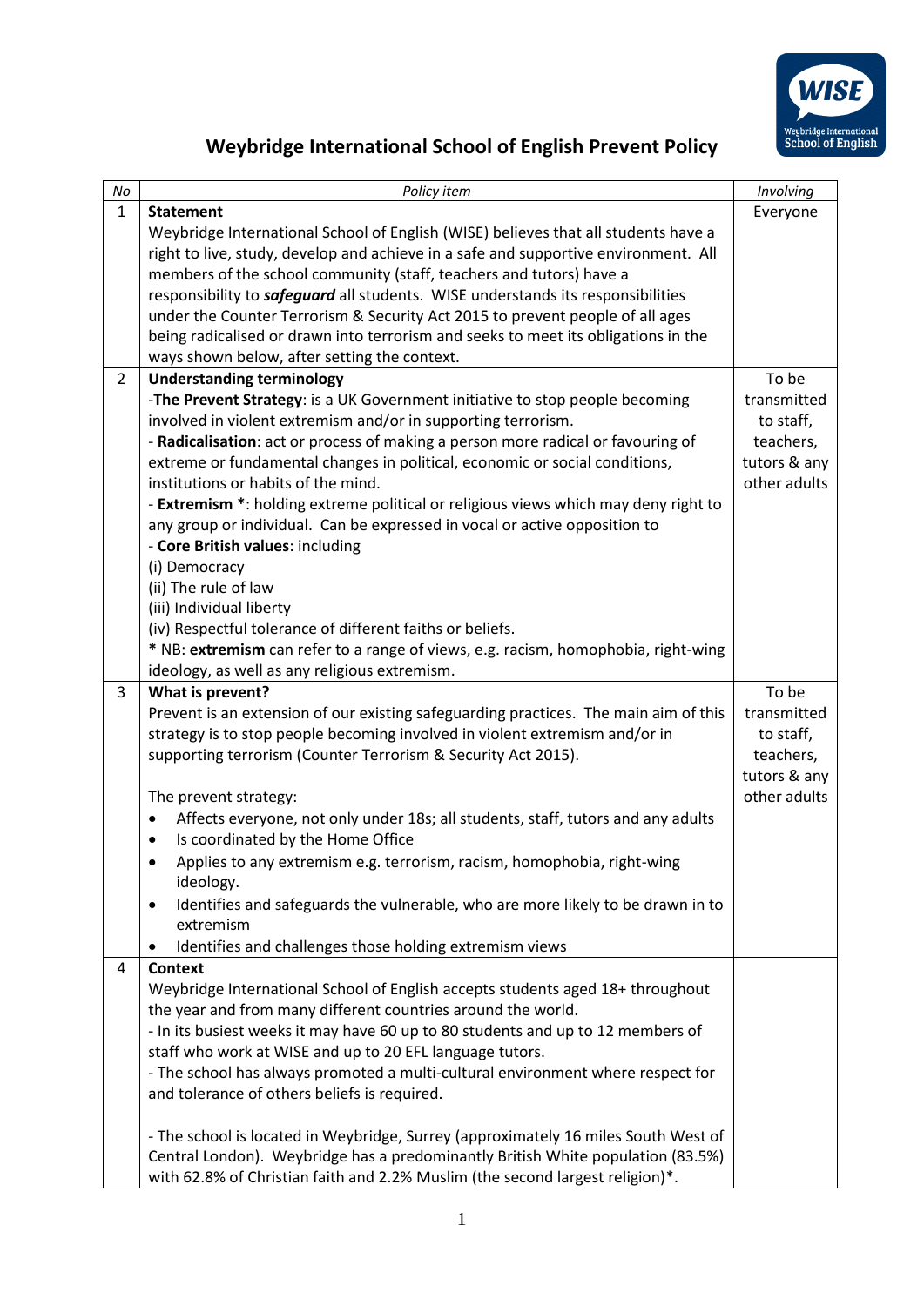# Weybridge International School of English Prevent Policy

| No | Policy item | Involving |
|---|---|---|
| 1 | **Statement**<br>Weybridge International School of English (WISE) believes that all students have a right to live, study, develop and achieve in a safe and supportive environment. All members of the school community (staff, teachers and tutors) have a responsibility to ***safeguard*** all students. WISE understands its responsibilities under the Counter Terrorism & Security Act 2015 to prevent people of all ages being radicalised or drawn into terrorism and seeks to meet its obligations in the ways shown below, after setting the context. | Everyone |
| 2 | **Understanding terminology**<br>-**The Prevent Strategy**: is a UK Government initiative to stop people becoming involved in violent extremism and/or in supporting terrorism.<br>- **Radicalisation**: act or process of making a person more radical or favouring of extreme or fundamental changes in political, economic or social conditions, institutions or habits of the mind.<br>- **Extremism \***: holding extreme political or religious views which may deny right to any group or individual. Can be expressed in vocal or active opposition to<br>- **Core British values**: including<br>(i) Democracy<br>(ii) The rule of law<br>(iii) Individual liberty<br>(iv) Respectful tolerance of different faiths or beliefs.<br>**\*** NB: **extremism** can refer to a range of views, e.g. racism, homophobia, right-wing ideology, as well as any religious extremism. | To be transmitted to staff, teachers, tutors & any other adults |
| 3 | **What is prevent?**<br>Prevent is an extension of our existing safeguarding practices. The main aim of this strategy is to stop people becoming involved in violent extremism and/or in supporting terrorism (Counter Terrorism & Security Act 2015).<br><br>The prevent strategy:<br>• Affects everyone, not only under 18s; all students, staff, tutors and any adults<br>• Is coordinated by the Home Office<br>• Applies to any extremism e.g. terrorism, racism, homophobia, right-wing ideology.<br>• Identifies and safeguards the vulnerable, who are more likely to be drawn in to extremism<br>• Identifies and challenges those holding extremism views | To be transmitted to staff, teachers, tutors & any other adults |
| 4 | **Context**<br>Weybridge International School of English accepts students aged 18+ throughout the year and from many different countries around the world.<br>- In its busiest weeks it may have 60 up to 80 students and up to 12 members of staff who work at WISE and up to 20 EFL language tutors.<br>- The school has always promoted a multi-cultural environment where respect for and tolerance of others beliefs is required.<br><br>- The school is located in Weybridge, Surrey (approximately 16 miles South West of Central London). Weybridge has a predominantly British White population (83.5%) with 62.8% of Christian faith and 2.2% Muslim (the second largest religion)\*. | |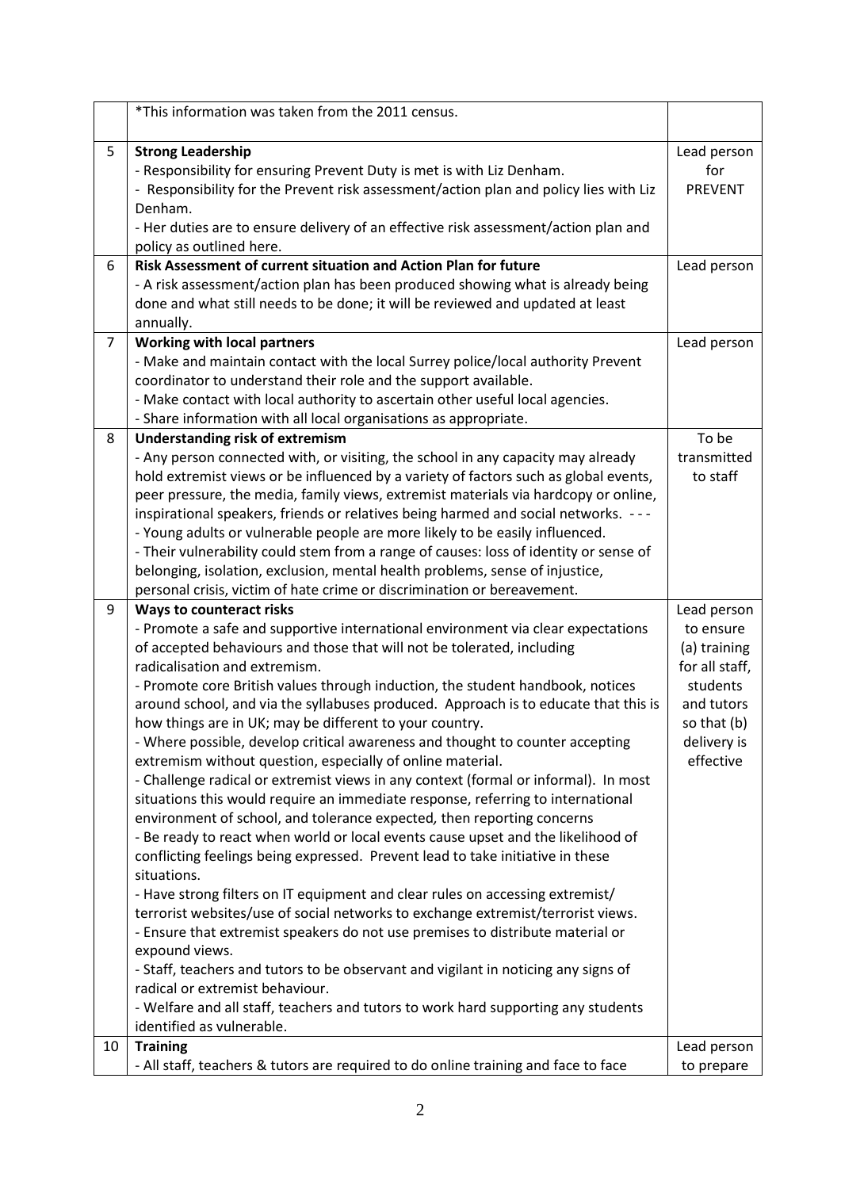| | | |
|---|---|---|
| | *This information was taken from the 2011 census. | |
| 5 | **Strong Leadership**<br>- Responsibility for ensuring Prevent Duty is met is with Liz Denham.<br>- Responsibility for the Prevent risk assessment/action plan and policy lies with Liz Denham.<br>- Her duties are to ensure delivery of an effective risk assessment/action plan and policy as outlined here. | Lead person for PREVENT |
| 6 | **Risk Assessment of current situation and Action Plan for future**<br>- A risk assessment/action plan has been produced showing what is already being done and what still needs to be done; it will be reviewed and updated at least annually. | Lead person |
| 7 | **Working with local partners**<br>- Make and maintain contact with the local Surrey police/local authority Prevent coordinator to understand their role and the support available.<br>- Make contact with local authority to ascertain other useful local agencies.<br>- Share information with all local organisations as appropriate. | Lead person |
| 8 | **Understanding risk of extremism**<br>- Any person connected with, or visiting, the school in any capacity may already hold extremist views or be influenced by a variety of factors such as global events, peer pressure, the media, family views, extremist materials via hardcopy or online, inspirational speakers, friends or relatives being harmed and social networks. - - -<br>- Young adults or vulnerable people are more likely to be easily influenced.<br>- Their vulnerability could stem from a range of causes: loss of identity or sense of belonging, isolation, exclusion, mental health problems, sense of injustice, personal crisis, victim of hate crime or discrimination or bereavement. | To be transmitted to staff |
| 9 | **Ways to counteract risks**<br>- Promote a safe and supportive international environment via clear expectations of accepted behaviours and those that will not be tolerated, including radicalisation and extremism.<br>- Promote core British values through induction, the student handbook, notices around school, and via the syllabuses produced. Approach is to educate that this is how things are in UK; may be different to your country.<br>- Where possible, develop critical awareness and thought to counter accepting extremism without question, especially of online material.<br>- Challenge radical or extremist views in any context (formal or informal). In most situations this would require an immediate response, referring to international environment of school, and tolerance expected, then reporting concerns<br>- Be ready to react when world or local events cause upset and the likelihood of conflicting feelings being expressed. Prevent lead to take initiative in these situations.<br>- Have strong filters on IT equipment and clear rules on accessing extremist/ terrorist websites/use of social networks to exchange extremist/terrorist views.<br>- Ensure that extremist speakers do not use premises to distribute material or expound views.<br>- Staff, teachers and tutors to be observant and vigilant in noticing any signs of radical or extremist behaviour.<br>- Welfare and all staff, teachers and tutors to work hard supporting any students identified as vulnerable. | Lead person to ensure (a) training for all staff, students and tutors so that (b) delivery is effective |
| 10 | **Training**<br>- All staff, teachers & tutors are required to do online training and face to face | Lead person to prepare |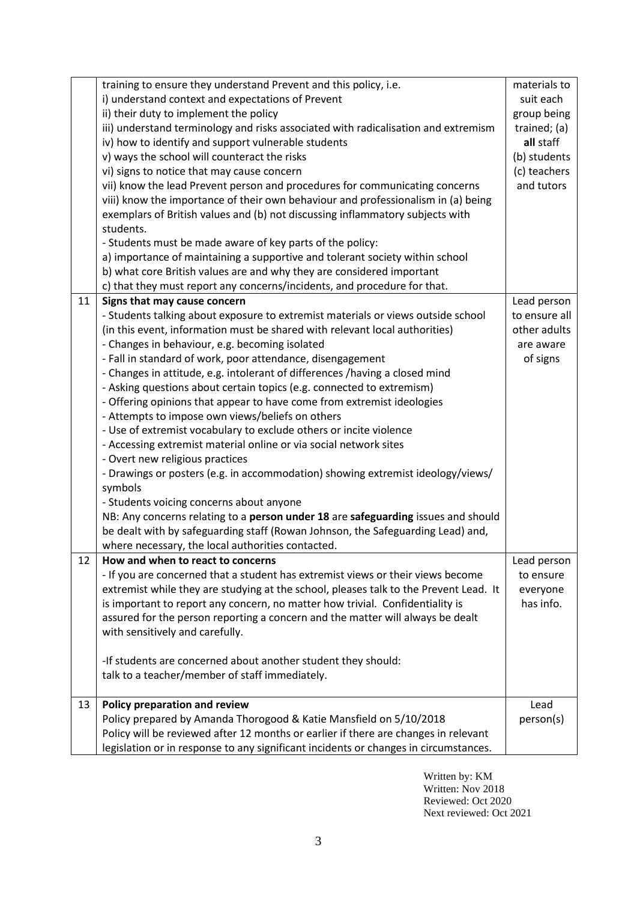| | | |
|---|---|---|
| | training to ensure they understand Prevent and this policy, i.e.<br>i) understand context and expectations of Prevent<br>ii) their duty to implement the policy<br>iii) understand terminology and risks associated with radicalisation and extremism<br>iv) how to identify and support vulnerable students<br>v) ways the school will counteract the risks<br>vi) signs to notice that may cause concern<br>vii) know the lead Prevent person and procedures for communicating concerns<br>viii) know the importance of their own behaviour and professionalism in (a) being exemplars of British values and (b) not discussing inflammatory subjects with students.<br>- Students must be made aware of key parts of the policy:<br>a) importance of maintaining a supportive and tolerant society within school<br>b) what core British values are and why they are considered important<br>c) that they must report any concerns/incidents, and procedure for that. | materials to suit each group being trained; (a) **all** staff (b) students (c) teachers and tutors |
| 11 | **Signs that may cause concern**<br>- Students talking about exposure to extremist materials or views outside school (in this event, information must be shared with relevant local authorities)<br>- Changes in behaviour, e.g. becoming isolated<br>- Fall in standard of work, poor attendance, disengagement<br>- Changes in attitude, e.g. intolerant of differences /having a closed mind<br>- Asking questions about certain topics (e.g. connected to extremism)<br>- Offering opinions that appear to have come from extremist ideologies<br>- Attempts to impose own views/beliefs on others<br>- Use of extremist vocabulary to exclude others or incite violence<br>- Accessing extremist material online or via social network sites<br>- Overt new religious practices<br>- Drawings or posters (e.g. in accommodation) showing extremist ideology/views/ symbols<br>- Students voicing concerns about anyone<br>NB: Any concerns relating to a **person under 18** are **safeguarding** issues and should be dealt with by safeguarding staff (Rowan Johnson, the Safeguarding Lead) and, where necessary, the local authorities contacted. | Lead person to ensure all other adults are aware of signs |
| 12 | **How and when to react to concerns**<br>- If you are concerned that a student has extremist views or their views become extremist while they are studying at the school, pleases talk to the Prevent Lead. It is important to report any concern, no matter how trivial. Confidentiality is assured for the person reporting a concern and the matter will always be dealt with sensitively and carefully.<br><br>-If students are concerned about another student they should:<br>talk to a teacher/member of staff immediately. | Lead person to ensure everyone has info. |
| 13 | **Policy preparation and review**<br>Policy prepared by Amanda Thorogood & Katie Mansfield on 5/10/2018<br>Policy will be reviewed after 12 months or earlier if there are changes in relevant legislation or in response to any significant incidents or changes in circumstances. | Lead person(s) |

Written by: KM
Written: Nov 2018
Reviewed: Oct 2020
Next reviewed: Oct 2021